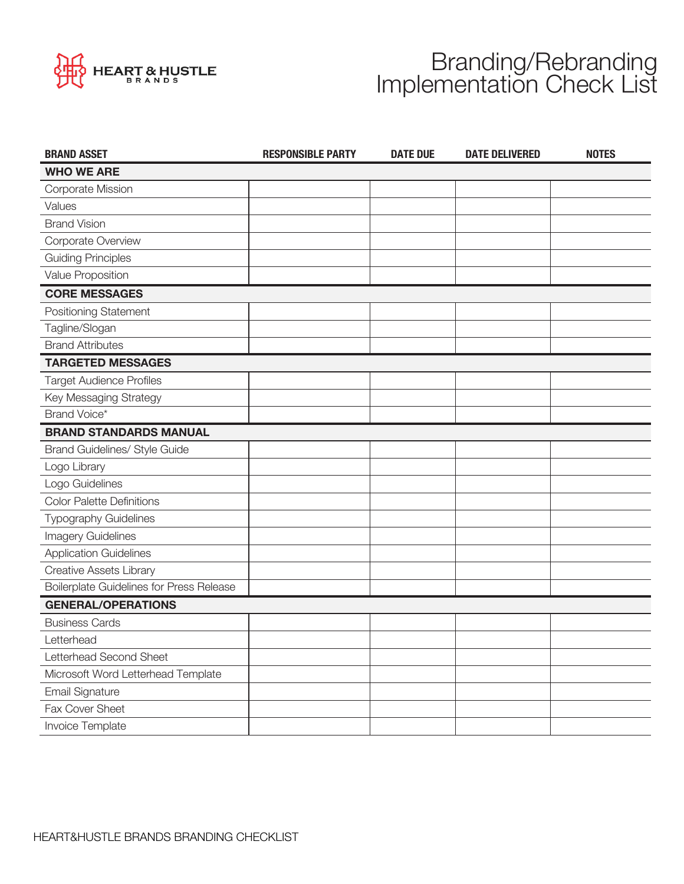HEART & HUSTLE BRANDS

# Branding/Rebranding Implementation Check List

| BRAND ASSET | RESPONSIBLE PARTY | DATE DUE | DATE DELIVERED | NOTES |
|---|---|---|---|---|
| **WHO WE ARE** | | | | |
| Corporate Mission | | | | |
| Values | | | | |
| Brand Vision | | | | |
| Corporate Overview | | | | |
| Guiding Principles | | | | |
| Value Proposition | | | | |
| **CORE MESSAGES** | | | | |
| Positioning Statement | | | | |
| Tagline/Slogan | | | | |
| Brand Attributes | | | | |
| **TARGETED MESSAGES** | | | | |
| Target Audience Profiles | | | | |
| Key Messaging Strategy | | | | |
| Brand Voice* | | | | |
| **BRAND STANDARDS MANUAL** | | | | |
| Brand Guidelines/ Style Guide | | | | |
| Logo Library | | | | |
| Logo Guidelines | | | | |
| Color Palette Definitions | | | | |
| Typography Guidelines | | | | |
| Imagery Guidelines | | | | |
| Application Guidelines | | | | |
| Creative Assets Library | | | | |
| Boilerplate Guidelines for Press Release | | | | |
| **GENERAL/OPERATIONS** | | | | |
| Business Cards | | | | |
| Letterhead | | | | |
| Letterhead Second Sheet | | | | |
| Microsoft Word Letterhead Template | | | | |
| Email Signature | | | | |
| Fax Cover Sheet | | | | |
| Invoice Template | | | | |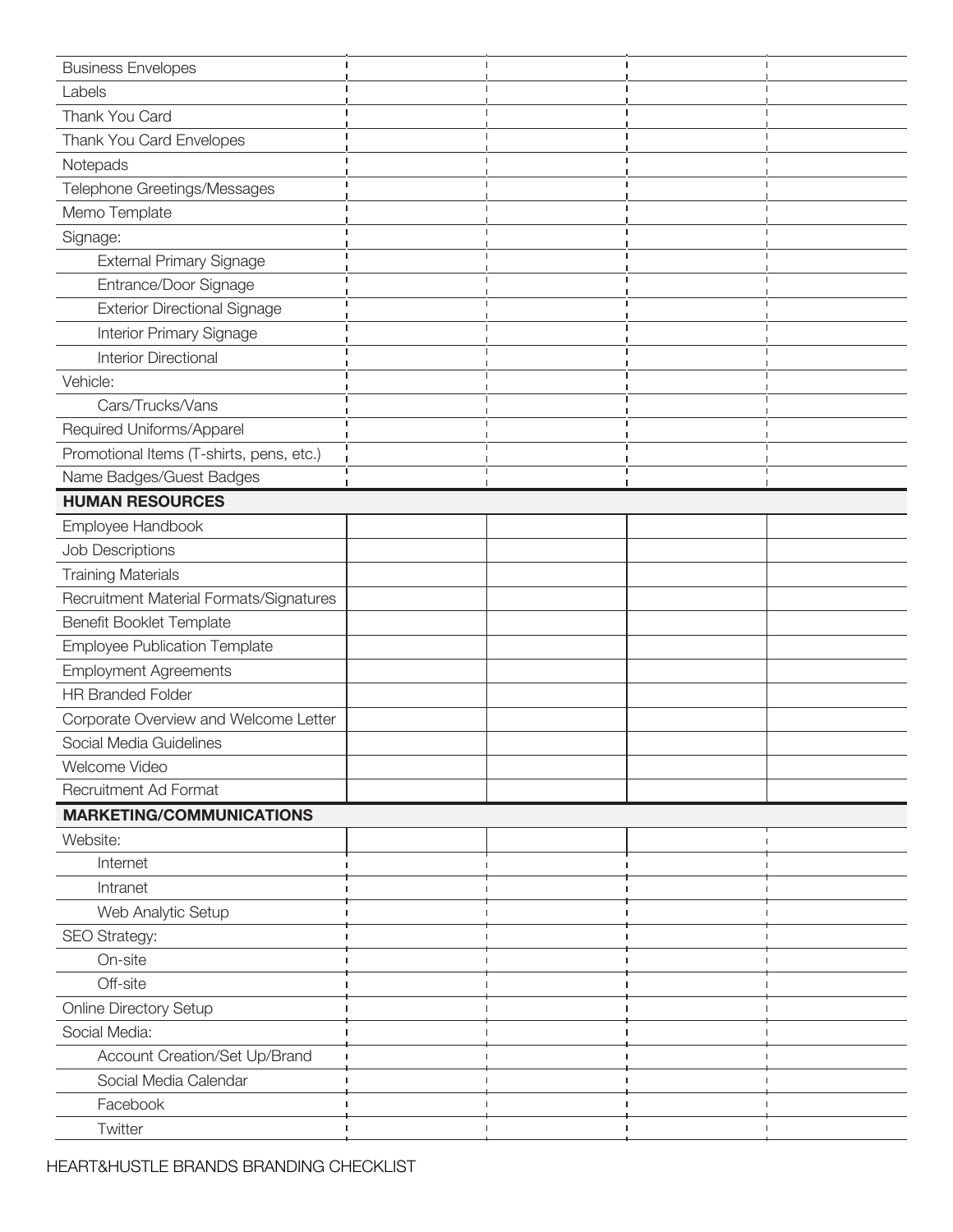| | | | | |
|---|---|---|---|---|
| Business Envelopes | | | | |
| Labels | | | | |
| Thank You Card | | | | |
| Thank You Card Envelopes | | | | |
| Notepads | | | | |
| Telephone Greetings/Messages | | | | |
| Memo Template | | | | |
| Signage: | | | | |
| External Primary Signage | | | | |
| Entrance/Door Signage | | | | |
| Exterior Directional Signage | | | | |
| Interior Primary Signage | | | | |
| Interior Directional | | | | |
| Vehicle: | | | | |
| Cars/Trucks/Vans | | | | |
| Required Uniforms/Apparel | | | | |
| Promotional Items (T-shirts, pens, etc.) | | | | |
| Name Badges/Guest Badges | | | | |
| **HUMAN RESOURCES** | | | | |
| Employee Handbook | | | | |
| Job Descriptions | | | | |
| Training Materials | | | | |
| Recruitment Material Formats/Signatures | | | | |
| Benefit Booklet Template | | | | |
| Employee Publication Template | | | | |
| Employment Agreements | | | | |
| HR Branded Folder | | | | |
| Corporate Overview and Welcome Letter | | | | |
| Social Media Guidelines | | | | |
| Welcome Video | | | | |
| Recruitment Ad Format | | | | |
| **MARKETING/COMMUNICATIONS** | | | | |
| Website: | | | | |
| Internet | | | | |
| Intranet | | | | |
| Web Analytic Setup | | | | |
| SEO Strategy: | | | | |
| On-site | | | | |
| Off-site | | | | |
| Online Directory Setup | | | | |
| Social Media: | | | | |
| Account Creation/Set Up/Brand | | | | |
| Social Media Calendar | | | | |
| Facebook | | | | |
| Twitter | | | | |

HEART&HUSTLE BRANDS BRANDING CHECKLIST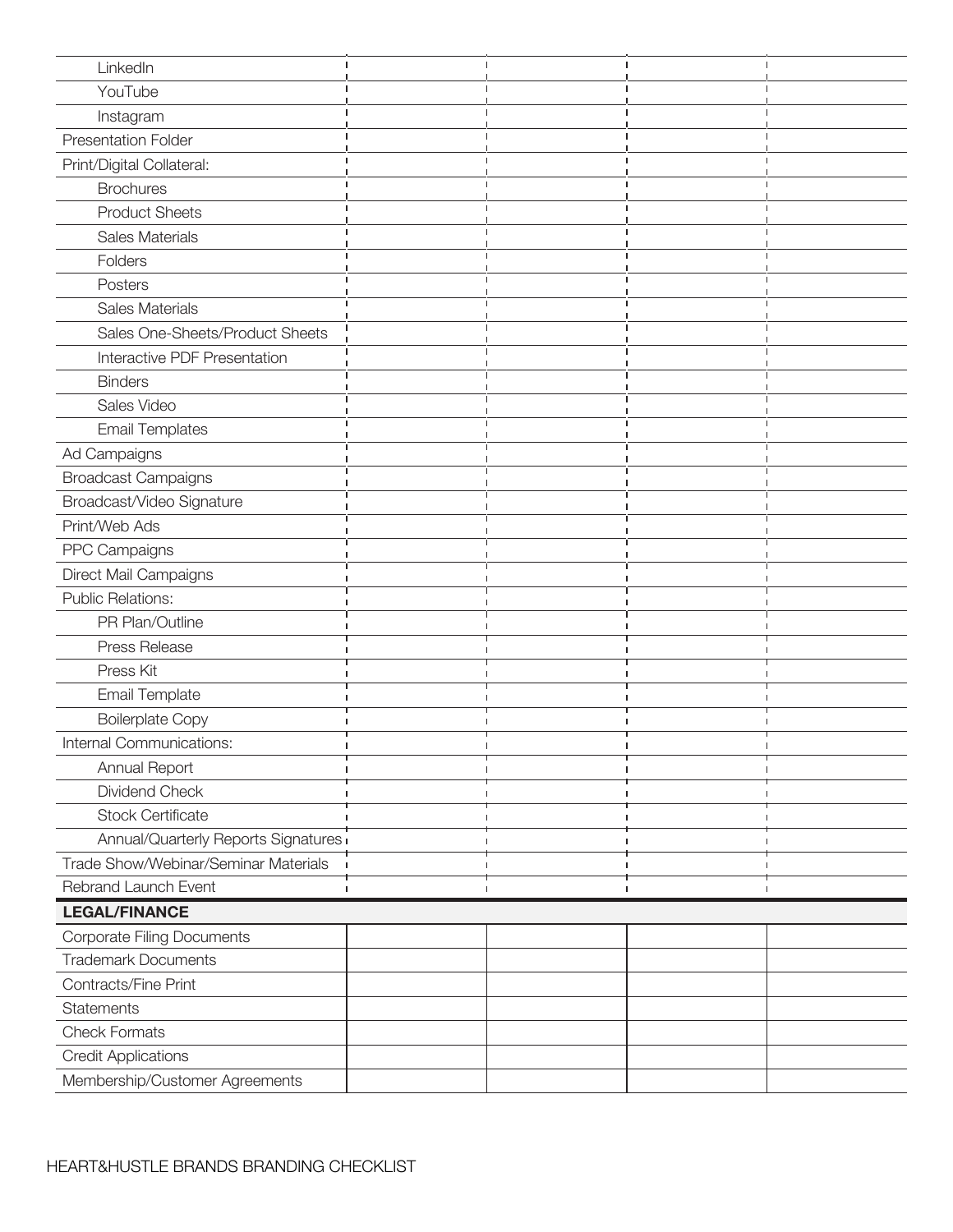| | | | | |
|---|---|---|---|---|
| LinkedIn | | | | |
| YouTube | | | | |
| Instagram | | | | |
| Presentation Folder | | | | |
| Print/Digital Collateral: | | | | |
| Brochures | | | | |
| Product Sheets | | | | |
| Sales Materials | | | | |
| Folders | | | | |
| Posters | | | | |
| Sales Materials | | | | |
| Sales One-Sheets/Product Sheets | | | | |
| Interactive PDF Presentation | | | | |
| Binders | | | | |
| Sales Video | | | | |
| Email Templates | | | | |
| Ad Campaigns | | | | |
| Broadcast Campaigns | | | | |
| Broadcast/Video Signature | | | | |
| Print/Web Ads | | | | |
| PPC Campaigns | | | | |
| Direct Mail Campaigns | | | | |
| Public Relations: | | | | |
| PR Plan/Outline | | | | |
| Press Release | | | | |
| Press Kit | | | | |
| Email Template | | | | |
| Boilerplate Copy | | | | |
| Internal Communications: | | | | |
| Annual Report | | | | |
| Dividend Check | | | | |
| Stock Certificate | | | | |
| Annual/Quarterly Reports Signatures | | | | |
| Trade Show/Webinar/Seminar Materials | | | | |
| Rebrand Launch Event | | | | |

| **LEGAL/FINANCE** | | | | |
|---|---|---|---|---|
| Corporate Filing Documents | | | | |
| Trademark Documents | | | | |
| Contracts/Fine Print | | | | |
| Statements | | | | |
| Check Formats | | | | |
| Credit Applications | | | | |
| Membership/Customer Agreements | | | | |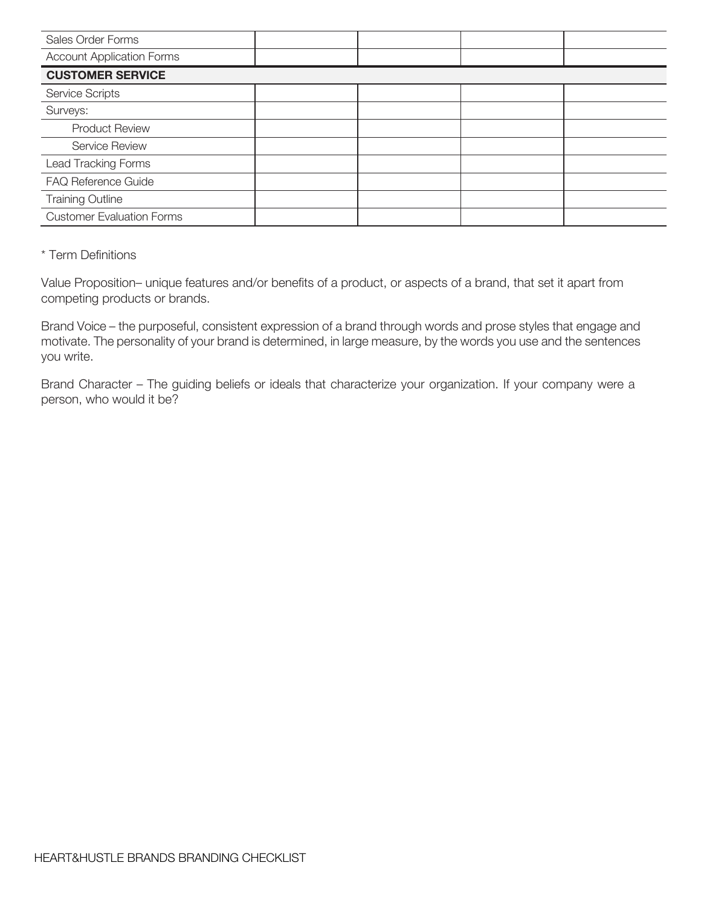| | | | | |
|---|---|---|---|---|
| Sales Order Forms | | | | |
| Account Application Forms | | | | |
| **CUSTOMER SERVICE** | | | | |
| Service Scripts | | | | |
| Surveys: | | | | |
| Product Review | | | | |
| Service Review | | | | |
| Lead Tracking Forms | | | | |
| FAQ Reference Guide | | | | |
| Training Outline | | | | |
| Customer Evaluation Forms | | | | |

* Term Definitions

Value Proposition– unique features and/or benefits of a product, or aspects of a brand, that set it apart from competing products or brands.

Brand Voice – the purposeful, consistent expression of a brand through words and prose styles that engage and motivate. The personality of your brand is determined, in large measure, by the words you use and the sentences you write.

Brand Character – The guiding beliefs or ideals that characterize your organization. If your company were a person, who would it be?